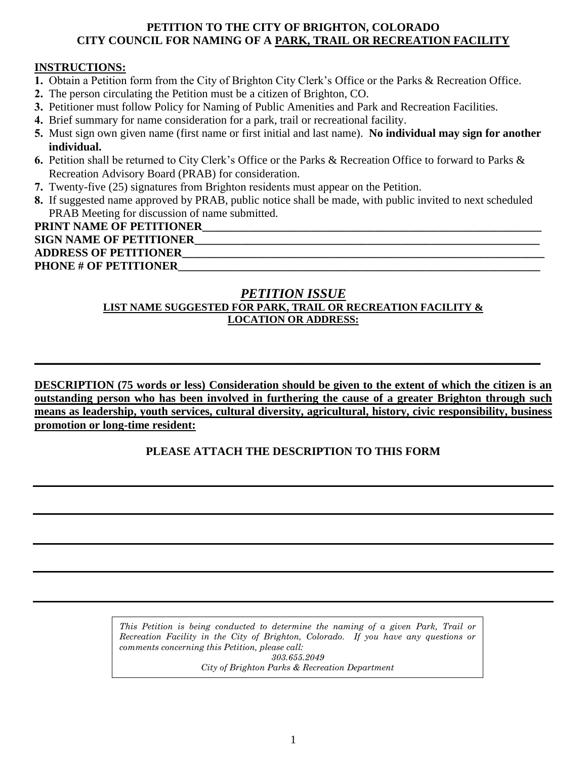**PETITION TO THE CITY OF BRIGHTON, COLORADO**
**CITY COUNCIL FOR NAMING OF A PARK, TRAIL OR RECREATION FACILITY**

**INSTRUCTIONS:**

1. Obtain a Petition form from the City of Brighton City Clerk's Office or the Parks & Recreation Office.
2. The person circulating the Petition must be a citizen of Brighton, CO.
3. Petitioner must follow Policy for Naming of Public Amenities and Park and Recreation Facilities.
4. Brief summary for name consideration for a park, trail or recreational facility.
5. Must sign own given name (first name or first initial and last name). **No individual may sign for another individual.**
6. Petition shall be returned to City Clerk's Office or the Parks & Recreation Office to forward to Parks & Recreation Advisory Board (PRAB) for consideration.
7. Twenty-five (25) signatures from Brighton residents must appear on the Petition.
8. If suggested name approved by PRAB, public notice shall be made, with public invited to next scheduled PRAB Meeting for discussion of name submitted.

**PRINT NAME OF PETITIONER**_______________________________________________
**SIGN NAME OF PETITIONER**_______________________________________________
**ADDRESS OF PETITIONER**_______________________________________________
**PHONE # OF PETITIONER**_______________________________________________

## *PETITION ISSUE*

**LIST NAME SUGGESTED FOR PARK, TRAIL OR RECREATION FACILITY & LOCATION OR ADDRESS:**

___________________________________________________________________________

**DESCRIPTION (75 words or less) Consideration should be given to the extent of which the citizen is an outstanding person who has been involved in furthering the cause of a greater Brighton through such means as leadership, youth services, cultural diversity, agricultural, history, civic responsibility, business promotion or long-time resident:**

**PLEASE ATTACH THE DESCRIPTION TO THIS FORM**

___________________________________________________________________________

___________________________________________________________________________

___________________________________________________________________________

___________________________________________________________________________

___________________________________________________________________________

*This Petition is being conducted to determine the naming of a given Park, Trail or Recreation Facility in the City of Brighton, Colorado. If you have any questions or comments concerning this Petition, please call:*
*303.655.2049*
*City of Brighton Parks & Recreation Department*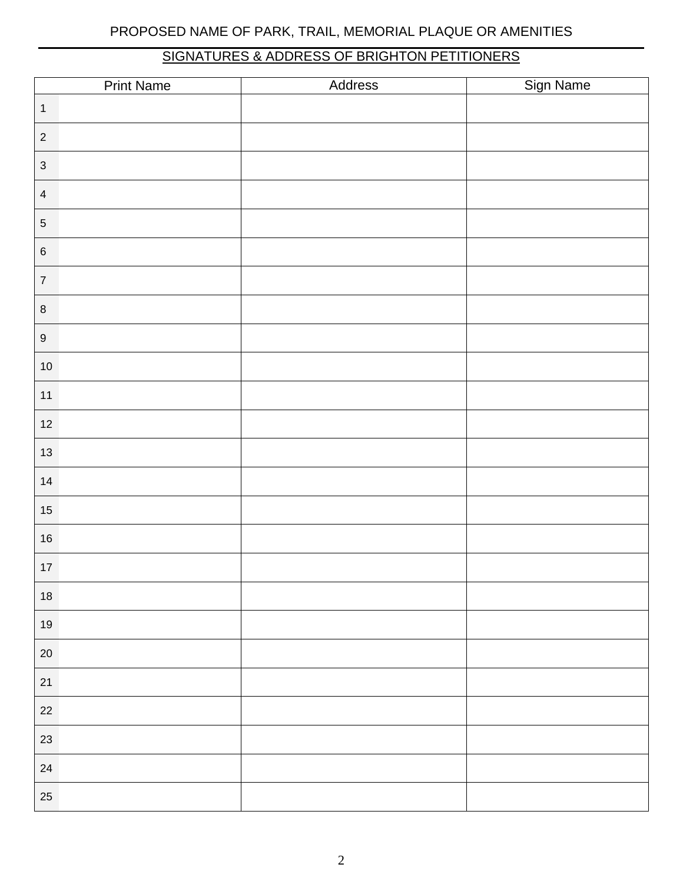PROPOSED NAME OF PARK, TRAIL, MEMORIAL PLAQUE OR AMENITIES

---

SIGNATURES & ADDRESS OF BRIGHTON PETITIONERS

| Print Name | Address | Sign Name |
|---|---|---|
| 1 | | |
| 2 | | |
| 3 | | |
| 4 | | |
| 5 | | |
| 6 | | |
| 7 | | |
| 8 | | |
| 9 | | |
| 10 | | |
| 11 | | |
| 12 | | |
| 13 | | |
| 14 | | |
| 15 | | |
| 16 | | |
| 17 | | |
| 18 | | |
| 19 | | |
| 20 | | |
| 21 | | |
| 22 | | |
| 23 | | |
| 24 | | |
| 25 | | |